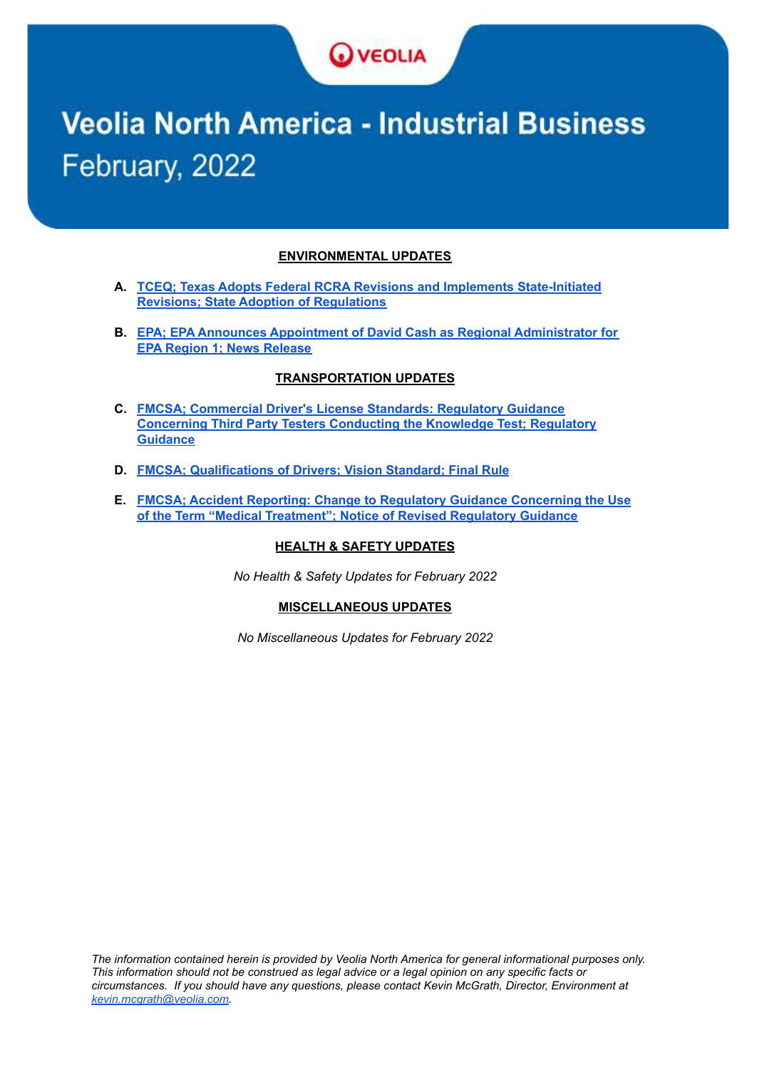VEOLIA

# Veolia North America - Industrial Business

February, 2022

## ENVIRONMENTAL UPDATES

**A.** **TCEQ; Texas Adopts Federal RCRA Revisions and Implements State-Initiated Revisions; State Adoption of Regulations**

**B.** **EPA; EPA Announces Appointment of David Cash as Regional Administrator for EPA Region 1; News Release**

## TRANSPORTATION UPDATES

**C.** **FMCSA; Commercial Driver's License Standards: Regulatory Guidance Concerning Third Party Testers Conducting the Knowledge Test; Regulatory Guidance**

**D.** **FMCSA; Qualifications of Drivers; Vision Standard; Final Rule**

**E.** **FMCSA; Accident Reporting: Change to Regulatory Guidance Concerning the Use of the Term "Medical Treatment"; Notice of Revised Regulatory Guidance**

## HEALTH & SAFETY UPDATES

*No Health & Safety Updates for February 2022*

## MISCELLANEOUS UPDATES

*No Miscellaneous Updates for February 2022*

*The information contained herein is provided by Veolia North America for general informational purposes only. This information should not be construed as legal advice or a legal opinion on any specific facts or circumstances. If you should have any questions, please contact Kevin McGrath, Director, Environment at kevin.mcgrath@veolia.com.*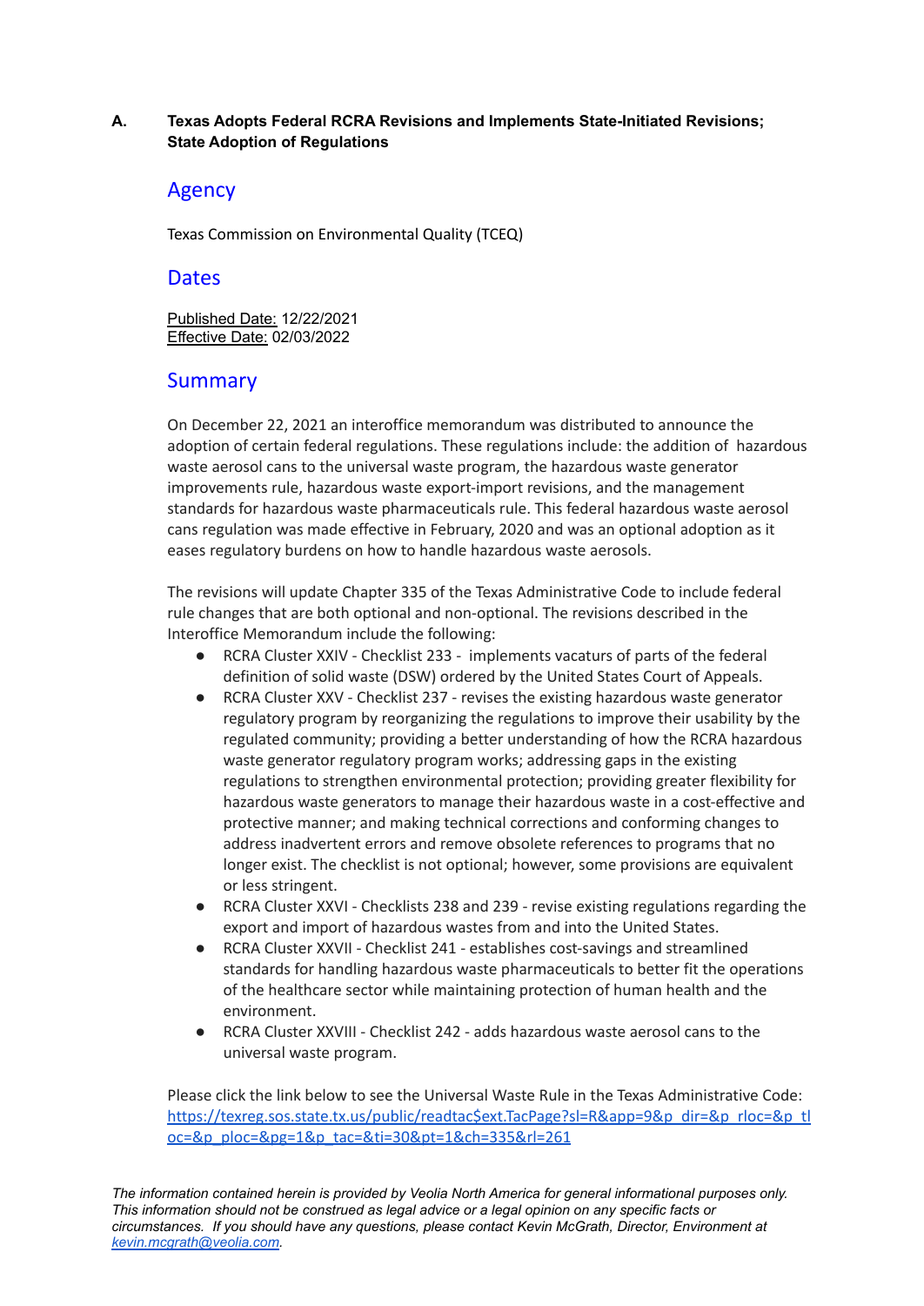**A. Texas Adopts Federal RCRA Revisions and Implements State-Initiated Revisions; State Adoption of Regulations**

## Agency

Texas Commission on Environmental Quality (TCEQ)

## Dates

Published Date: 12/22/2021
Effective Date: 02/03/2022

## Summary

On December 22, 2021 an interoffice memorandum was distributed to announce the adoption of certain federal regulations. These regulations include: the addition of hazardous waste aerosol cans to the universal waste program, the hazardous waste generator improvements rule, hazardous waste export-import revisions, and the management standards for hazardous waste pharmaceuticals rule. This federal hazardous waste aerosol cans regulation was made effective in February, 2020 and was an optional adoption as it eases regulatory burdens on how to handle hazardous waste aerosols.

The revisions will update Chapter 335 of the Texas Administrative Code to include federal rule changes that are both optional and non-optional. The revisions described in the Interoffice Memorandum include the following:

- RCRA Cluster XXIV - Checklist 233 - implements vacaturs of parts of the federal definition of solid waste (DSW) ordered by the United States Court of Appeals.
- RCRA Cluster XXV - Checklist 237 - revises the existing hazardous waste generator regulatory program by reorganizing the regulations to improve their usability by the regulated community; providing a better understanding of how the RCRA hazardous waste generator regulatory program works; addressing gaps in the existing regulations to strengthen environmental protection; providing greater flexibility for hazardous waste generators to manage their hazardous waste in a cost-effective and protective manner; and making technical corrections and conforming changes to address inadvertent errors and remove obsolete references to programs that no longer exist. The checklist is not optional; however, some provisions are equivalent or less stringent.
- RCRA Cluster XXVI - Checklists 238 and 239 - revise existing regulations regarding the export and import of hazardous wastes from and into the United States.
- RCRA Cluster XXVII - Checklist 241 - establishes cost-savings and streamlined standards for handling hazardous waste pharmaceuticals to better fit the operations of the healthcare sector while maintaining protection of human health and the environment.
- RCRA Cluster XXVIII - Checklist 242 - adds hazardous waste aerosol cans to the universal waste program.

Please click the link below to see the Universal Waste Rule in the Texas Administrative Code: https://texreg.sos.state.tx.us/public/readtac$ext.TacPage?sl=R&app=9&p_dir=&p_rloc=&p_tloc=&p_ploc=&pg=1&p_tac=&ti=30&pt=1&ch=335&rl=261

*The information contained herein is provided by Veolia North America for general informational purposes only. This information should not be construed as legal advice or a legal opinion on any specific facts or circumstances. If you should have any questions, please contact Kevin McGrath, Director, Environment at kevin.mcgrath@veolia.com.*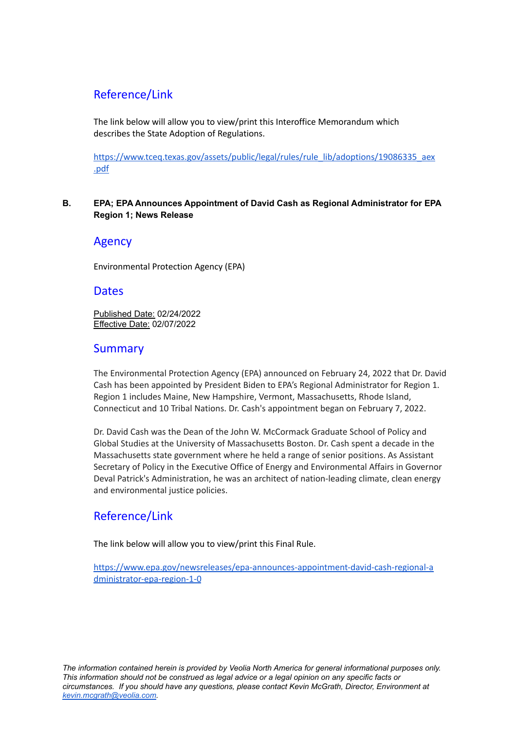## Reference/Link

The link below will allow you to view/print this Interoffice Memorandum which describes the State Adoption of Regulations.

https://www.tceq.texas.gov/assets/public/legal/rules/rule_lib/adoptions/19086335_aex.pdf

**B. EPA; EPA Announces Appointment of David Cash as Regional Administrator for EPA Region 1; News Release**

## Agency

Environmental Protection Agency (EPA)

## Dates

Published Date: 02/24/2022
Effective Date: 02/07/2022

## Summary

The Environmental Protection Agency (EPA) announced on February 24, 2022 that Dr. David Cash has been appointed by President Biden to EPA's Regional Administrator for Region 1. Region 1 includes Maine, New Hampshire, Vermont, Massachusetts, Rhode Island, Connecticut and 10 Tribal Nations. Dr. Cash's appointment began on February 7, 2022.

Dr. David Cash was the Dean of the John W. McCormack Graduate School of Policy and Global Studies at the University of Massachusetts Boston. Dr. Cash spent a decade in the Massachusetts state government where he held a range of senior positions. As Assistant Secretary of Policy in the Executive Office of Energy and Environmental Affairs in Governor Deval Patrick's Administration, he was an architect of nation-leading climate, clean energy and environmental justice policies.

## Reference/Link

The link below will allow you to view/print this Final Rule.

https://www.epa.gov/newsreleases/epa-announces-appointment-david-cash-regional-administrator-epa-region-1-0

*The information contained herein is provided by Veolia North America for general informational purposes only. This information should not be construed as legal advice or a legal opinion on any specific facts or circumstances. If you should have any questions, please contact Kevin McGrath, Director, Environment at kevin.mcgrath@veolia.com.*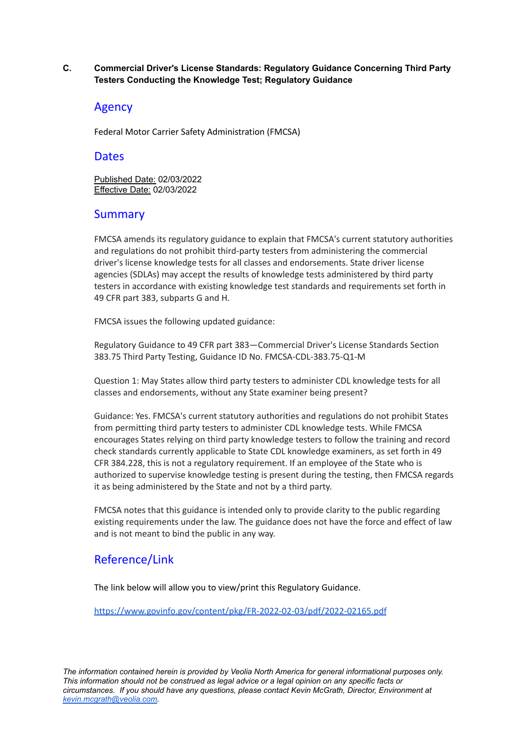**C. Commercial Driver's License Standards: Regulatory Guidance Concerning Third Party Testers Conducting the Knowledge Test; Regulatory Guidance**

## Agency

Federal Motor Carrier Safety Administration (FMCSA)

## Dates

Published Date: 02/03/2022
Effective Date: 02/03/2022

## Summary

FMCSA amends its regulatory guidance to explain that FMCSA's current statutory authorities and regulations do not prohibit third-party testers from administering the commercial driver's license knowledge tests for all classes and endorsements. State driver license agencies (SDLAs) may accept the results of knowledge tests administered by third party testers in accordance with existing knowledge test standards and requirements set forth in 49 CFR part 383, subparts G and H.

FMCSA issues the following updated guidance:

Regulatory Guidance to 49 CFR part 383—Commercial Driver's License Standards Section 383.75 Third Party Testing, Guidance ID No. FMCSA-CDL-383.75-Q1-M

Question 1: May States allow third party testers to administer CDL knowledge tests for all classes and endorsements, without any State examiner being present?

Guidance: Yes. FMCSA's current statutory authorities and regulations do not prohibit States from permitting third party testers to administer CDL knowledge tests. While FMCSA encourages States relying on third party knowledge testers to follow the training and record check standards currently applicable to State CDL knowledge examiners, as set forth in 49 CFR 384.228, this is not a regulatory requirement. If an employee of the State who is authorized to supervise knowledge testing is present during the testing, then FMCSA regards it as being administered by the State and not by a third party.

FMCSA notes that this guidance is intended only to provide clarity to the public regarding existing requirements under the law. The guidance does not have the force and effect of law and is not meant to bind the public in any way.

## Reference/Link

The link below will allow you to view/print this Regulatory Guidance.

https://www.govinfo.gov/content/pkg/FR-2022-02-03/pdf/2022-02165.pdf

*The information contained herein is provided by Veolia North America for general informational purposes only. This information should not be construed as legal advice or a legal opinion on any specific facts or circumstances. If you should have any questions, please contact Kevin McGrath, Director, Environment at kevin.mcgrath@veolia.com.*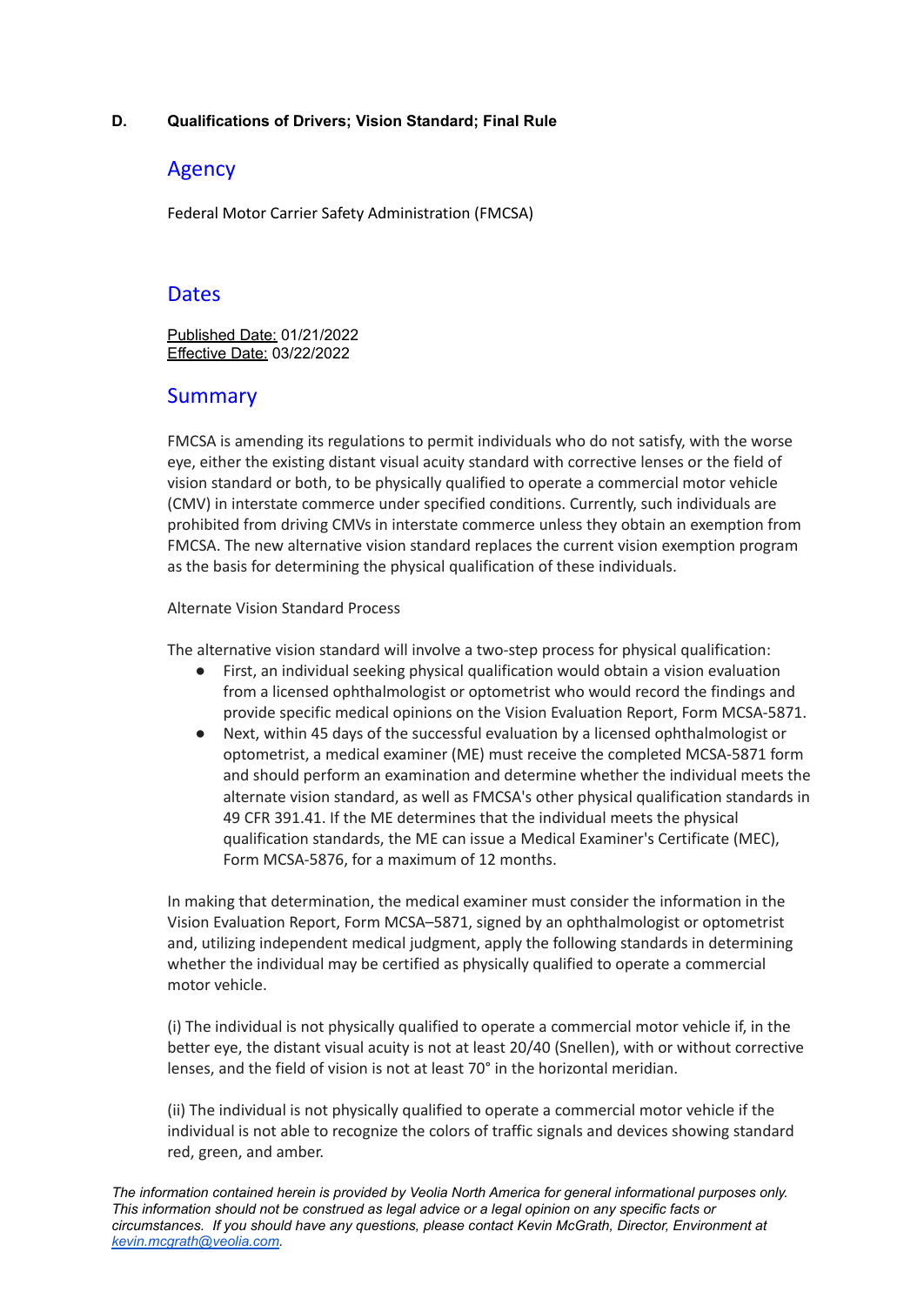## D. Qualifications of Drivers; Vision Standard; Final Rule

### Agency

Federal Motor Carrier Safety Administration (FMCSA)

### Dates

Published Date: 01/21/2022
Effective Date: 03/22/2022

### Summary

FMCSA is amending its regulations to permit individuals who do not satisfy, with the worse eye, either the existing distant visual acuity standard with corrective lenses or the field of vision standard or both, to be physically qualified to operate a commercial motor vehicle (CMV) in interstate commerce under specified conditions. Currently, such individuals are prohibited from driving CMVs in interstate commerce unless they obtain an exemption from FMCSA. The new alternative vision standard replaces the current vision exemption program as the basis for determining the physical qualification of these individuals.

Alternate Vision Standard Process

The alternative vision standard will involve a two-step process for physical qualification:

- First, an individual seeking physical qualification would obtain a vision evaluation from a licensed ophthalmologist or optometrist who would record the findings and provide specific medical opinions on the Vision Evaluation Report, Form MCSA-5871.
- Next, within 45 days of the successful evaluation by a licensed ophthalmologist or optometrist, a medical examiner (ME) must receive the completed MCSA-5871 form and should perform an examination and determine whether the individual meets the alternate vision standard, as well as FMCSA's other physical qualification standards in 49 CFR 391.41. If the ME determines that the individual meets the physical qualification standards, the ME can issue a Medical Examiner's Certificate (MEC), Form MCSA-5876, for a maximum of 12 months.

In making that determination, the medical examiner must consider the information in the Vision Evaluation Report, Form MCSA–5871, signed by an ophthalmologist or optometrist and, utilizing independent medical judgment, apply the following standards in determining whether the individual may be certified as physically qualified to operate a commercial motor vehicle.

(i) The individual is not physically qualified to operate a commercial motor vehicle if, in the better eye, the distant visual acuity is not at least 20/40 (Snellen), with or without corrective lenses, and the field of vision is not at least 70° in the horizontal meridian.

(ii) The individual is not physically qualified to operate a commercial motor vehicle if the individual is not able to recognize the colors of traffic signals and devices showing standard red, green, and amber.

*The information contained herein is provided by Veolia North America for general informational purposes only. This information should not be construed as legal advice or a legal opinion on any specific facts or circumstances. If you should have any questions, please contact Kevin McGrath, Director, Environment at kevin.mcgrath@veolia.com.*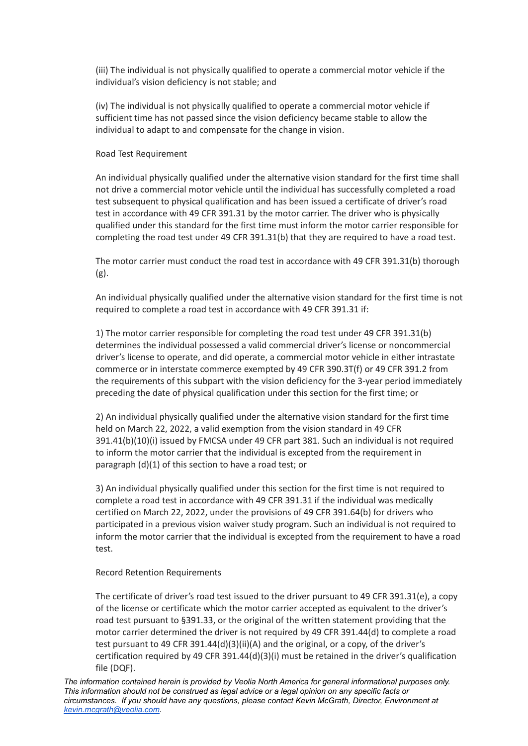(iii) The individual is not physically qualified to operate a commercial motor vehicle if the individual's vision deficiency is not stable; and

(iv) The individual is not physically qualified to operate a commercial motor vehicle if sufficient time has not passed since the vision deficiency became stable to allow the individual to adapt to and compensate for the change in vision.

Road Test Requirement

An individual physically qualified under the alternative vision standard for the first time shall not drive a commercial motor vehicle until the individual has successfully completed a road test subsequent to physical qualification and has been issued a certificate of driver's road test in accordance with 49 CFR 391.31 by the motor carrier. The driver who is physically qualified under this standard for the first time must inform the motor carrier responsible for completing the road test under 49 CFR 391.31(b) that they are required to have a road test.

The motor carrier must conduct the road test in accordance with 49 CFR 391.31(b) thorough (g).

An individual physically qualified under the alternative vision standard for the first time is not required to complete a road test in accordance with 49 CFR 391.31 if:

1) The motor carrier responsible for completing the road test under 49 CFR 391.31(b) determines the individual possessed a valid commercial driver's license or noncommercial driver's license to operate, and did operate, a commercial motor vehicle in either intrastate commerce or in interstate commerce exempted by 49 CFR 390.3T(f) or 49 CFR 391.2 from the requirements of this subpart with the vision deficiency for the 3-year period immediately preceding the date of physical qualification under this section for the first time; or

2) An individual physically qualified under the alternative vision standard for the first time held on March 22, 2022, a valid exemption from the vision standard in 49 CFR 391.41(b)(10)(i) issued by FMCSA under 49 CFR part 381. Such an individual is not required to inform the motor carrier that the individual is excepted from the requirement in paragraph (d)(1) of this section to have a road test; or

3) An individual physically qualified under this section for the first time is not required to complete a road test in accordance with 49 CFR 391.31 if the individual was medically certified on March 22, 2022, under the provisions of 49 CFR 391.64(b) for drivers who participated in a previous vision waiver study program. Such an individual is not required to inform the motor carrier that the individual is excepted from the requirement to have a road test.

Record Retention Requirements

The certificate of driver's road test issued to the driver pursuant to 49 CFR 391.31(e), a copy of the license or certificate which the motor carrier accepted as equivalent to the driver's road test pursuant to §391.33, or the original of the written statement providing that the motor carrier determined the driver is not required by 49 CFR 391.44(d) to complete a road test pursuant to 49 CFR 391.44(d)(3)(ii)(A) and the original, or a copy, of the driver's certification required by 49 CFR 391.44(d)(3)(i) must be retained in the driver's qualification file (DQF).

*The information contained herein is provided by Veolia North America for general informational purposes only. This information should not be construed as legal advice or a legal opinion on any specific facts or circumstances. If you should have any questions, please contact Kevin McGrath, Director, Environment at [kevin.mcgrath@veolia.com](mailto:kevin.mcgrath@veolia.com).*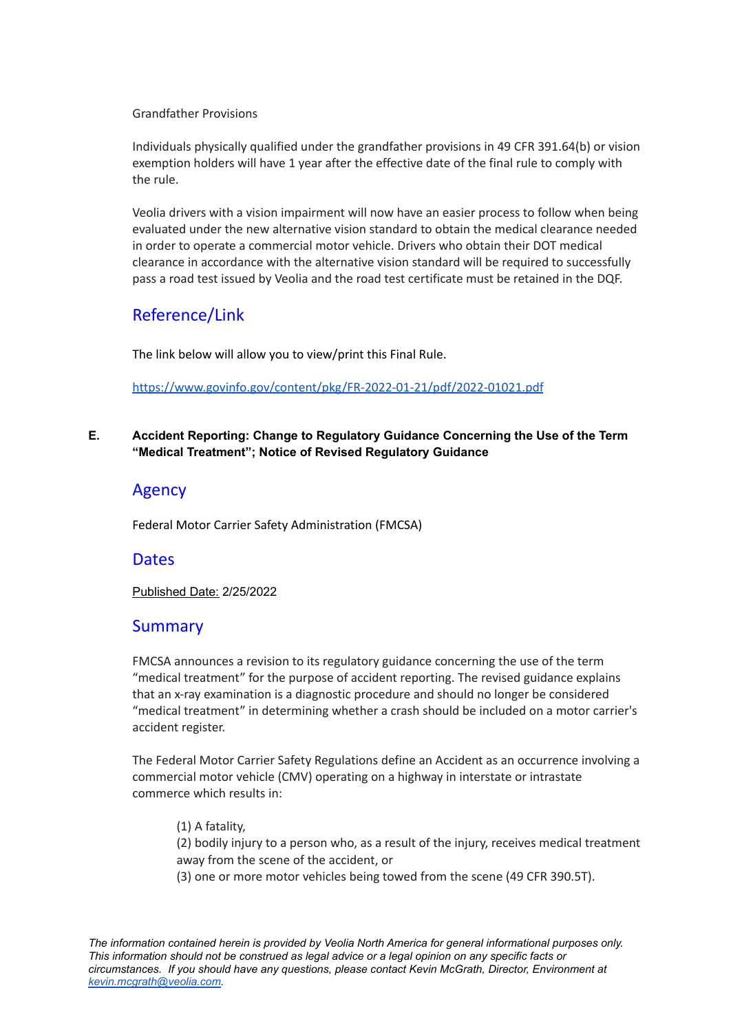Grandfather Provisions

Individuals physically qualified under the grandfather provisions in 49 CFR 391.64(b) or vision exemption holders will have 1 year after the effective date of the final rule to comply with the rule.

Veolia drivers with a vision impairment will now have an easier process to follow when being evaluated under the new alternative vision standard to obtain the medical clearance needed in order to operate a commercial motor vehicle. Drivers who obtain their DOT medical clearance in accordance with the alternative vision standard will be required to successfully pass a road test issued by Veolia and the road test certificate must be retained in the DQF.

## Reference/Link

The link below will allow you to view/print this Final Rule.

https://www.govinfo.gov/content/pkg/FR-2022-01-21/pdf/2022-01021.pdf

**E. Accident Reporting: Change to Regulatory Guidance Concerning the Use of the Term "Medical Treatment"; Notice of Revised Regulatory Guidance**

## Agency

Federal Motor Carrier Safety Administration (FMCSA)

## Dates

Published Date: 2/25/2022

## Summary

FMCSA announces a revision to its regulatory guidance concerning the use of the term "medical treatment" for the purpose of accident reporting. The revised guidance explains that an x-ray examination is a diagnostic procedure and should no longer be considered "medical treatment" in determining whether a crash should be included on a motor carrier's accident register.

The Federal Motor Carrier Safety Regulations define an Accident as an occurrence involving a commercial motor vehicle (CMV) operating on a highway in interstate or intrastate commerce which results in:

(1) A fatality,
(2) bodily injury to a person who, as a result of the injury, receives medical treatment away from the scene of the accident, or
(3) one or more motor vehicles being towed from the scene (49 CFR 390.5T).

*The information contained herein is provided by Veolia North America for general informational purposes only. This information should not be construed as legal advice or a legal opinion on any specific facts or circumstances. If you should have any questions, please contact Kevin McGrath, Director, Environment at kevin.mcgrath@veolia.com.*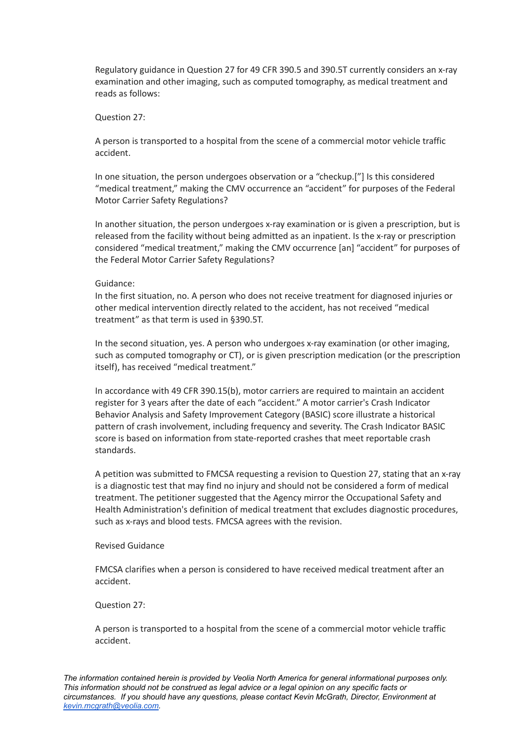Regulatory guidance in Question 27 for 49 CFR 390.5 and 390.5T currently considers an x-ray examination and other imaging, such as computed tomography, as medical treatment and reads as follows:

Question 27:

A person is transported to a hospital from the scene of a commercial motor vehicle traffic accident.

In one situation, the person undergoes observation or a "checkup.["] Is this considered "medical treatment," making the CMV occurrence an "accident" for purposes of the Federal Motor Carrier Safety Regulations?

In another situation, the person undergoes x-ray examination or is given a prescription, but is released from the facility without being admitted as an inpatient. Is the x-ray or prescription considered "medical treatment," making the CMV occurrence [an] "accident" for purposes of the Federal Motor Carrier Safety Regulations?

Guidance:
In the first situation, no. A person who does not receive treatment for diagnosed injuries or other medical intervention directly related to the accident, has not received "medical treatment" as that term is used in §390.5T.

In the second situation, yes. A person who undergoes x-ray examination (or other imaging, such as computed tomography or CT), or is given prescription medication (or the prescription itself), has received "medical treatment."

In accordance with 49 CFR 390.15(b), motor carriers are required to maintain an accident register for 3 years after the date of each "accident." A motor carrier's Crash Indicator Behavior Analysis and Safety Improvement Category (BASIC) score illustrate a historical pattern of crash involvement, including frequency and severity. The Crash Indicator BASIC score is based on information from state-reported crashes that meet reportable crash standards.

A petition was submitted to FMCSA requesting a revision to Question 27, stating that an x-ray is a diagnostic test that may find no injury and should not be considered a form of medical treatment. The petitioner suggested that the Agency mirror the Occupational Safety and Health Administration's definition of medical treatment that excludes diagnostic procedures, such as x-rays and blood tests. FMCSA agrees with the revision.

Revised Guidance

FMCSA clarifies when a person is considered to have received medical treatment after an accident.

Question 27:

A person is transported to a hospital from the scene of a commercial motor vehicle traffic accident.

*The information contained herein is provided by Veolia North America for general informational purposes only. This information should not be construed as legal advice or a legal opinion on any specific facts or circumstances. If you should have any questions, please contact Kevin McGrath, Director, Environment at [kevin.mcgrath@veolia.com](mailto:kevin.mcgrath@veolia.com).*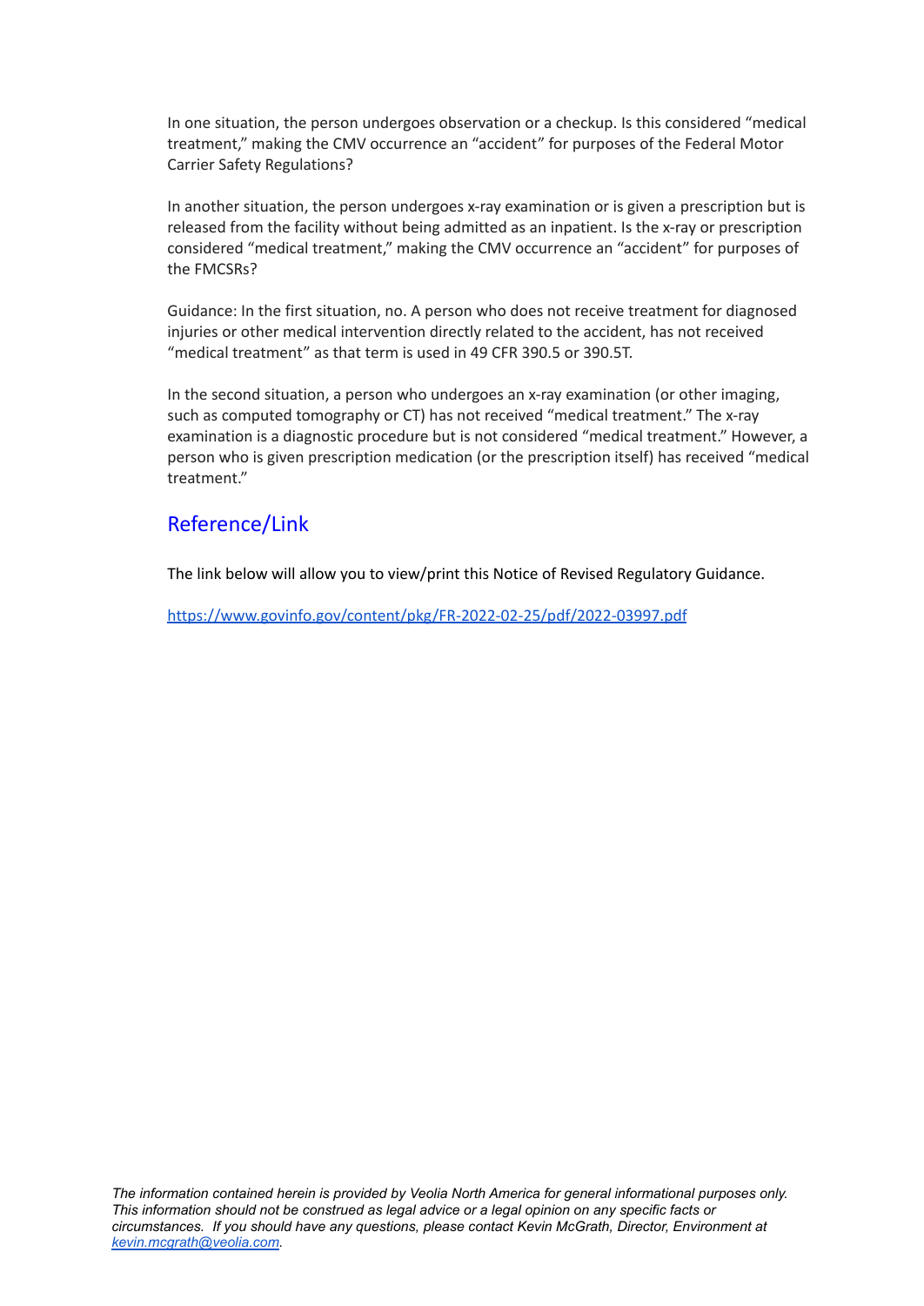In one situation, the person undergoes observation or a checkup. Is this considered "medical treatment," making the CMV occurrence an "accident" for purposes of the Federal Motor Carrier Safety Regulations?

In another situation, the person undergoes x-ray examination or is given a prescription but is released from the facility without being admitted as an inpatient. Is the x-ray or prescription considered "medical treatment," making the CMV occurrence an "accident" for purposes of the FMCSRs?

Guidance: In the first situation, no. A person who does not receive treatment for diagnosed injuries or other medical intervention directly related to the accident, has not received "medical treatment" as that term is used in 49 CFR 390.5 or 390.5T.

In the second situation, a person who undergoes an x-ray examination (or other imaging, such as computed tomography or CT) has not received "medical treatment." The x-ray examination is a diagnostic procedure but is not considered "medical treatment." However, a person who is given prescription medication (or the prescription itself) has received "medical treatment."

## Reference/Link

The link below will allow you to view/print this Notice of Revised Regulatory Guidance.

https://www.govinfo.gov/content/pkg/FR-2022-02-25/pdf/2022-03997.pdf

*The information contained herein is provided by Veolia North America for general informational purposes only. This information should not be construed as legal advice or a legal opinion on any specific facts or circumstances. If you should have any questions, please contact Kevin McGrath, Director, Environment at kevin.mcgrath@veolia.com.*